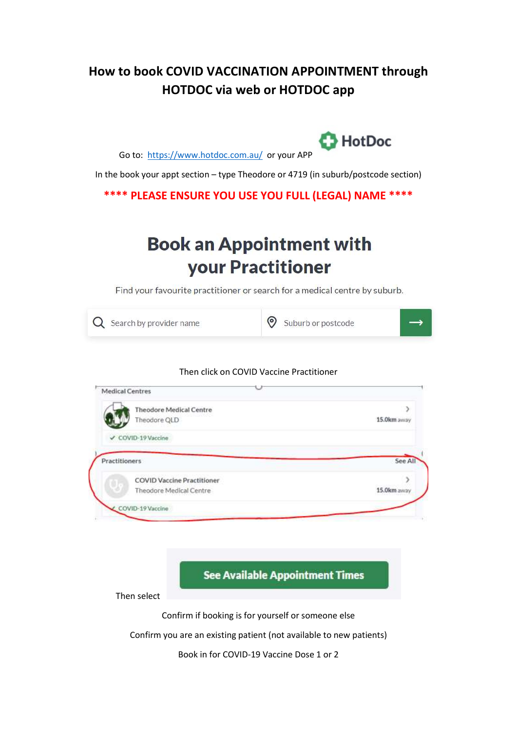# How to book COVID VACCINATION APPOINTMENT through HOTDOC via web or HOTDOC app

HotDoc

Go to: https://www.hotdoc.com.au/ or your APP

In the book your appt section – type Theodore or 4719 (in suburb/postcode section)

**\*\*\*\* PLEASE ENSURE YOU USE YOU FULL (LEGAL) NAME \*\*\*\***

## Book an Appointment with your Practitioner

Find your favourite practitioner or search for a medical centre by suburb.

Search by provider name | Suburb or postcode

Then click on COVID Vaccine Practitioner

Medical Centres

Theodore Medical Centre
Theodore QLD — 15.0km away
✓ COVID-19 Vaccine

Practitioners — See All

COVID Vaccine Practitioner
Theodore Medical Centre — 15.0km away
✓ COVID-19 Vaccine

Then select **See Available Appointment Times**

Confirm if booking is for yourself or someone else

Confirm you are an existing patient (not available to new patients)

Book in for COVID-19 Vaccine Dose 1 or 2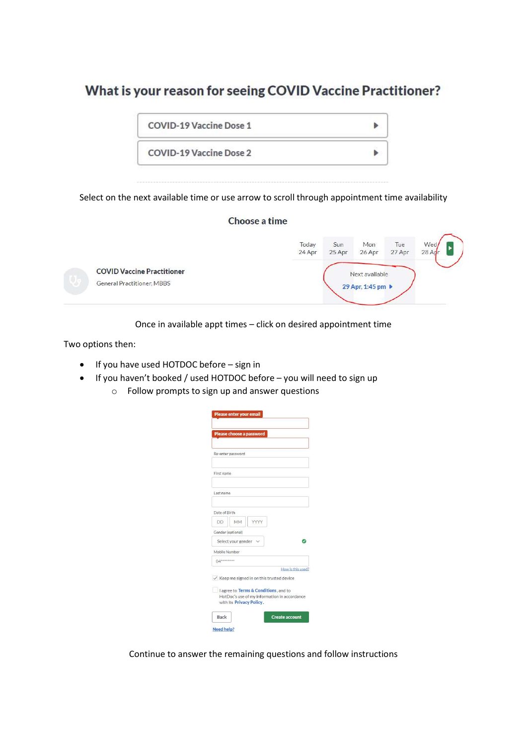## What is your reason for seeing COVID Vaccine Practitioner?

COVID-19 Vaccine Dose 1

COVID-19 Vaccine Dose 2

Select on the next available time or use arrow to scroll through appointment time availability

**Choose a time**

| | Today 24 Apr | Sun 25 Apr | Mon 26 Apr | Tue 27 Apr | Wed 28 Apr |
|---|---|---|---|---|---|
| **COVID Vaccine Practitioner** General Practitioner, MBBS | | | Next available 29 Apr, 1:45 pm | | |

Once in available appt times – click on desired appointment time

Two options then:

- If you have used HOTDOC before – sign in
- If you haven't booked / used HOTDOC before – you will need to sign up
  - Follow prompts to sign up and answer questions

Please enter your email

Please choose a password

Re-enter password

First name

Last name

Date of Birth

DD MM YYYY

Gender (optional)

Select your gender

Mobile Number

04********

How is this used?

Keep me signed in on this trusted device

I agree to Terms & Conditions, and to HotDoc's use of my information in accordance with its Privacy Policy.

Back | Create account

Need help?

Continue to answer the remaining questions and follow instructions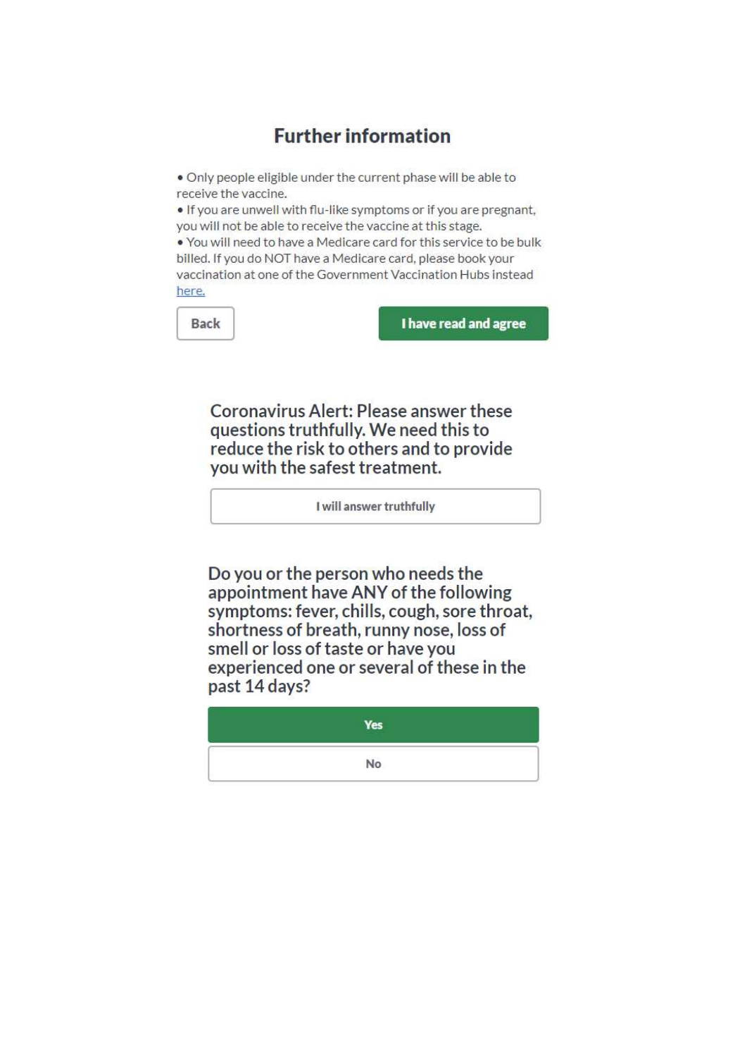## Further information

- Only people eligible under the current phase will be able to receive the vaccine.
- If you are unwell with flu-like symptoms or if you are pregnant, you will not be able to receive the vaccine at this stage.
- You will need to have a Medicare card for this service to be bulk billed. If you do NOT have a Medicare card, please book your vaccination at one of the Government Vaccination Hubs instead here.

Back

**I have read and agree**

**Coronavirus Alert: Please answer these questions truthfully. We need this to reduce the risk to others and to provide you with the safest treatment.**

I will answer truthfully

**Do you or the person who needs the appointment have ANY of the following symptoms: fever, chills, cough, sore throat, shortness of breath, runny nose, loss of smell or loss of taste or have you experienced one or several of these in the past 14 days?**

Yes

No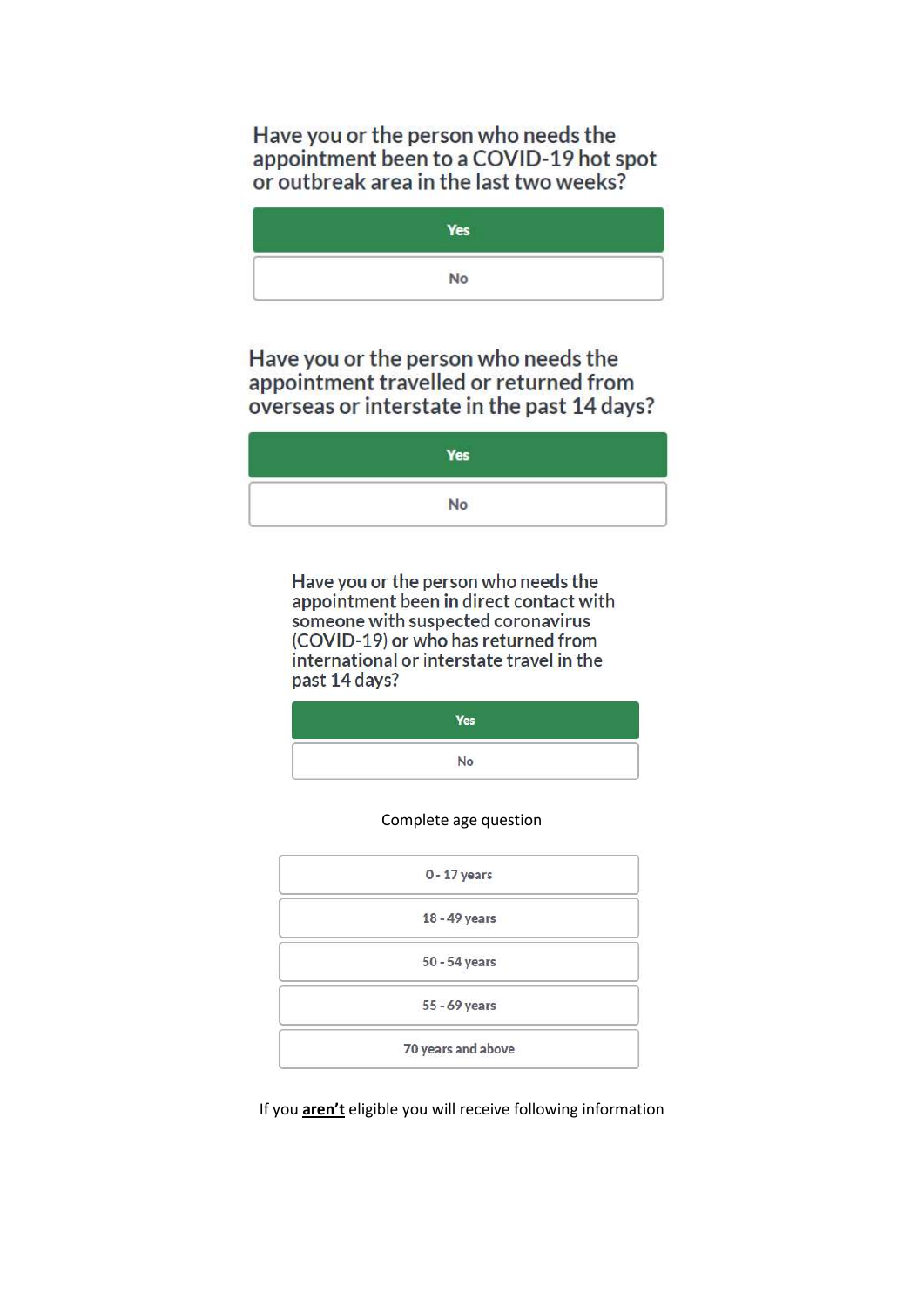Have you or the person who needs the appointment been to a COVID-19 hot spot or outbreak area in the last two weeks?

- Yes
- No

Have you or the person who needs the appointment travelled or returned from overseas or interstate in the past 14 days?

- Yes
- No

Have you or the person who needs the appointment been in direct contact with someone with suspected coronavirus (COVID-19) or who has returned from international or interstate travel in the past 14 days?

- Yes
- No

Complete age question

- 0 - 17 years
- 18 - 49 years
- 50 - 54 years
- 55 - 69 years
- 70 years and above

If you **aren't** eligible you will receive following information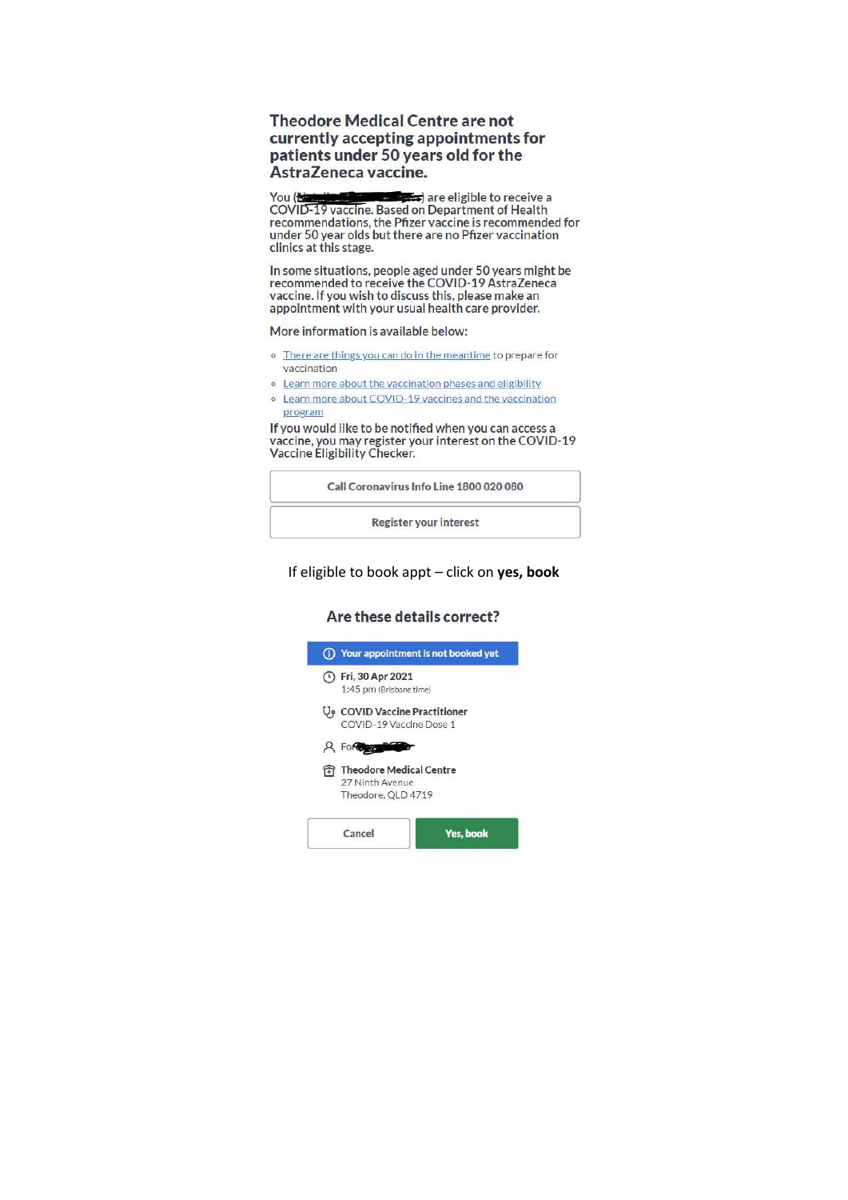## Theodore Medical Centre are not currently accepting appointments for patients under 50 years old for the AstraZeneca vaccine.

You ([redacted]) are eligible to receive a COVID-19 vaccine. Based on Department of Health recommendations, the Pfizer vaccine is recommended for under 50 year olds but there are no Pfizer vaccination clinics at this stage.

In some situations, people aged under 50 years might be recommended to receive the COVID-19 AstraZeneca vaccine. If you wish to discuss this, please make an appointment with your usual health care provider.

More information is available below:

- There are things you can do in the meantime to prepare for vaccination
- Learn more about the vaccination phases and eligibility
- Learn more about COVID-19 vaccines and the vaccination program

If you would like to be notified when you can access a vaccine, you may register your interest on the COVID-19 Vaccine Eligibility Checker.

Call Coronavirus Info Line 1800 020 080

Register your interest

If eligible to book appt – click on **yes, book**

### Are these details correct?

Your appointment is not booked yet

**Fri, 30 Apr 2021**
1:45 pm (Brisbane time)

**COVID Vaccine Practitioner**
COVID-19 Vaccine Dose 1

For [redacted]

**Theodore Medical Centre**
27 Ninth Avenue
Theodore, QLD 4719

Cancel | Yes, book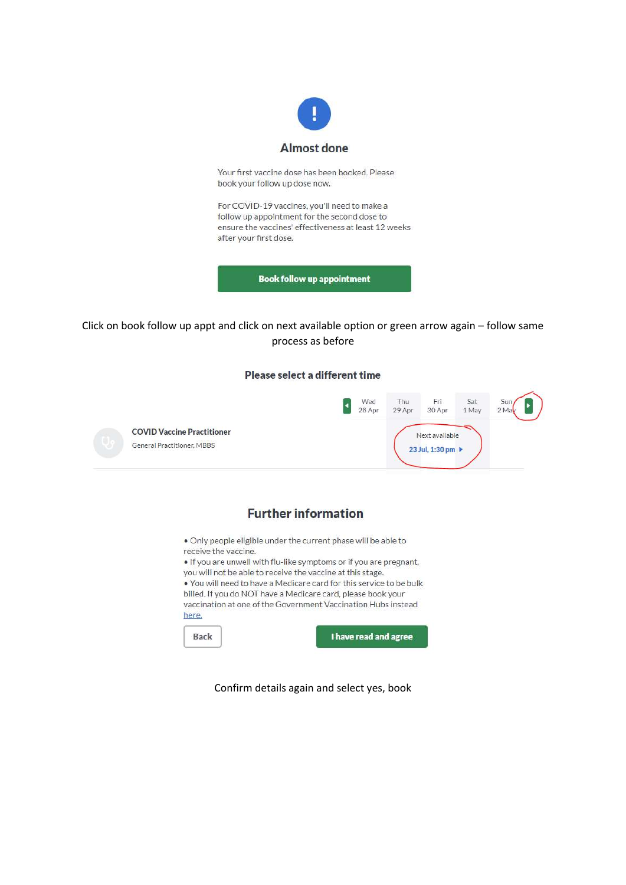## Almost done

Your first vaccine dose has been booked. Please book your follow up dose now.

For COVID-19 vaccines, you'll need to make a follow up appointment for the second dose to ensure the vaccines' effectiveness at least 12 weeks after your first dose.

**Book follow up appointment**

Click on book follow up appt and click on next available option or green arrow again – follow same process as before

### Please select a different time

| | Wed 28 Apr | Thu 29 Apr | Fri 30 Apr | Sat 1 May | Sun 2 May |
|---|---|---|---|---|---|
| **COVID Vaccine Practitioner** General Practitioner, MBBS | | | Next available 23 Jul, 1:30 pm | | |

## Further information

- Only people eligible under the current phase will be able to receive the vaccine.
- If you are unwell with flu-like symptoms or if you are pregnant, you will not be able to receive the vaccine at this stage.
- You will need to have a Medicare card for this service to be bulk billed. If you do NOT have a Medicare card, please book your vaccination at one of the Government Vaccination Hubs instead here.

**Back** **I have read and agree**

Confirm details again and select yes, book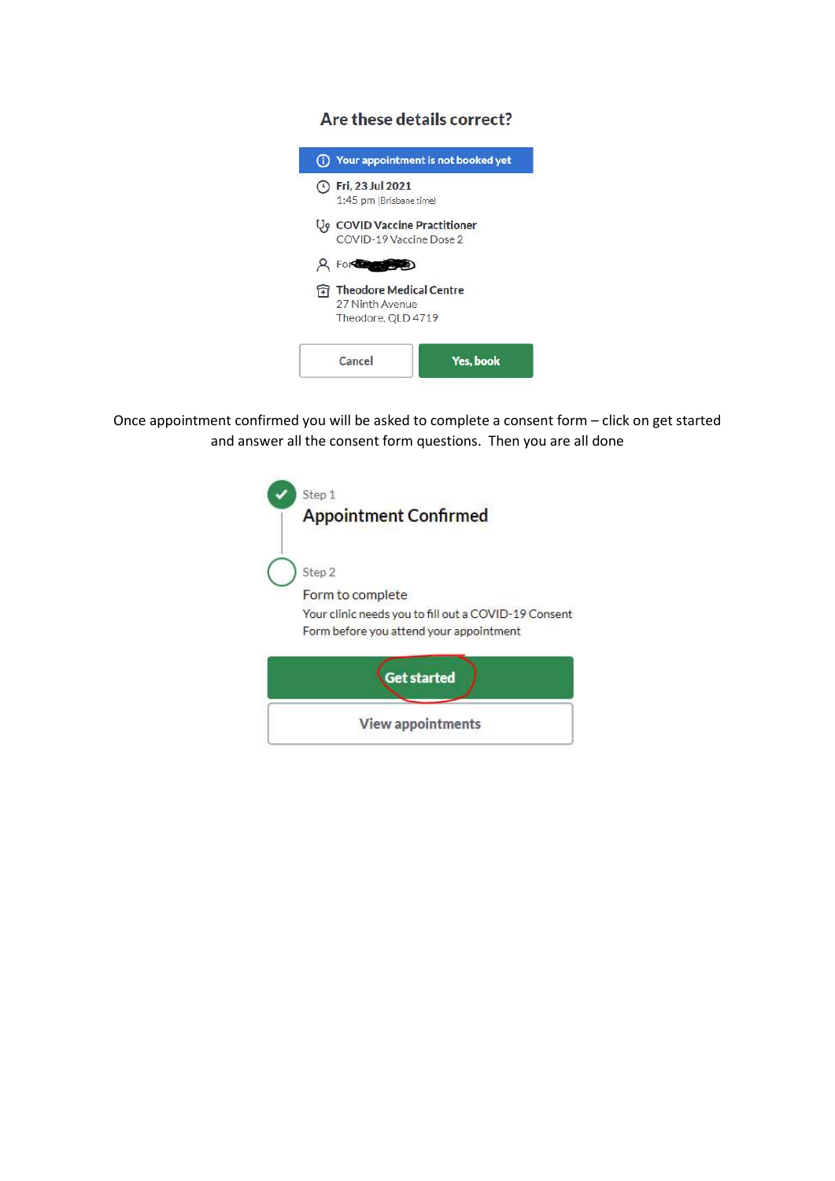## Are these details correct?

Your appointment is not booked yet

**Fri, 23 Jul 2021**
1:45 pm (Brisbane time)

**COVID Vaccine Practitioner**
COVID-19 Vaccine Dose 2

For

**Theodore Medical Centre**
27 Ninth Avenue
Theodore, QLD 4719

Cancel | **Yes, book**

Once appointment confirmed you will be asked to complete a consent form – click on get started and answer all the consent form questions. Then you are all done

Step 1
**Appointment Confirmed**

Step 2
Form to complete
Your clinic needs you to fill out a COVID-19 Consent Form before you attend your appointment

**Get started**

**View appointments**